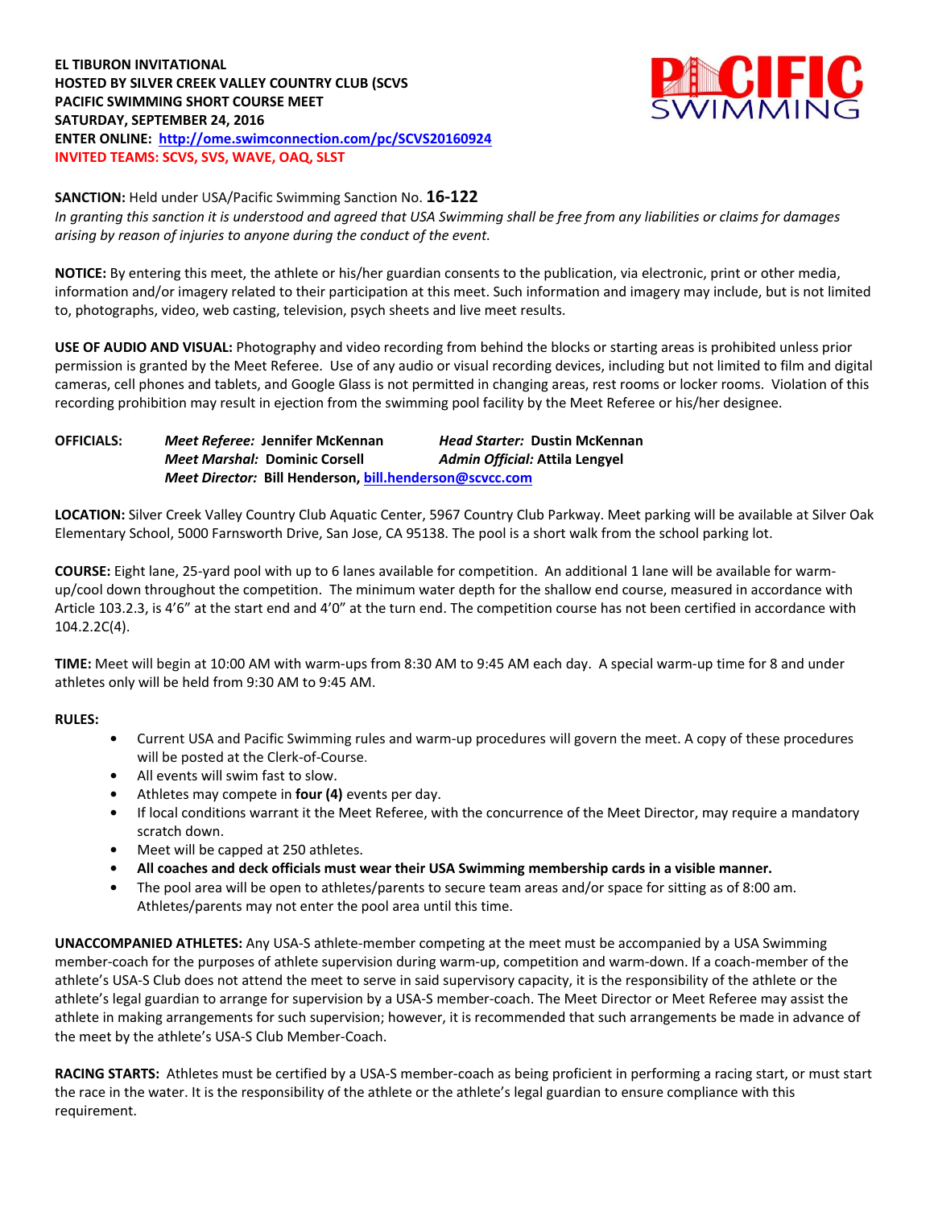**EL TIBURON INVITATIONAL**
**HOSTED BY SILVER CREEK VALLEY COUNTRY CLUB (SCVS**
**PACIFIC SWIMMING SHORT COURSE MEET**
**SATURDAY, SEPTEMBER 24, 2016**
**ENTER ONLINE: [http://ome.swimconnection.com/pc/SCVS20160924](http://ome.swimconnection.com/pc/SCVS20160924)**
**INVITED TEAMS: SCVS, SVS, WAVE, OAQ, SLST**

**SANCTION:** Held under USA/Pacific Swimming Sanction No. **16-122**
*In granting this sanction it is understood and agreed that USA Swimming shall be free from any liabilities or claims for damages arising by reason of injuries to anyone during the conduct of the event.*

**NOTICE:** By entering this meet, the athlete or his/her guardian consents to the publication, via electronic, print or other media, information and/or imagery related to their participation at this meet. Such information and imagery may include, but is not limited to, photographs, video, web casting, television, psych sheets and live meet results.

**USE OF AUDIO AND VISUAL:** Photography and video recording from behind the blocks or starting areas is prohibited unless prior permission is granted by the Meet Referee. Use of any audio or visual recording devices, including but not limited to film and digital cameras, cell phones and tablets, and Google Glass is not permitted in changing areas, rest rooms or locker rooms. Violation of this recording prohibition may result in ejection from the swimming pool facility by the Meet Referee or his/her designee.

**OFFICIALS:**
*Meet Referee:* **Jennifer McKennan** — *Head Starter:* **Dustin McKennan**
*Meet Marshal:* **Dominic Corsell** — *Admin Official:* **Attila Lengyel**
*Meet Director:* **Bill Henderson, [bill.henderson@scvcc.com](mailto:bill.henderson@scvcc.com)**

**LOCATION:** Silver Creek Valley Country Club Aquatic Center, 5967 Country Club Parkway. Meet parking will be available at Silver Oak Elementary School, 5000 Farnsworth Drive, San Jose, CA 95138. The pool is a short walk from the school parking lot.

**COURSE:** Eight lane, 25-yard pool with up to 6 lanes available for competition. An additional 1 lane will be available for warm-up/cool down throughout the competition. The minimum water depth for the shallow end course, measured in accordance with Article 103.2.3, is 4'6" at the start end and 4'0" at the turn end. The competition course has not been certified in accordance with 104.2.2C(4).

**TIME:** Meet will begin at 10:00 AM with warm-ups from 8:30 AM to 9:45 AM each day. A special warm-up time for 8 and under athletes only will be held from 9:30 AM to 9:45 AM.

**RULES:**

- Current USA and Pacific Swimming rules and warm-up procedures will govern the meet. A copy of these procedures will be posted at the Clerk-of-Course.
- All events will swim fast to slow.
- Athletes may compete in **four (4)** events per day.
- If local conditions warrant it the Meet Referee, with the concurrence of the Meet Director, may require a mandatory scratch down.
- Meet will be capped at 250 athletes.
- **All coaches and deck officials must wear their USA Swimming membership cards in a visible manner.**
- The pool area will be open to athletes/parents to secure team areas and/or space for sitting as of 8:00 am. Athletes/parents may not enter the pool area until this time.

**UNACCOMPANIED ATHLETES:** Any USA-S athlete-member competing at the meet must be accompanied by a USA Swimming member-coach for the purposes of athlete supervision during warm-up, competition and warm-down. If a coach-member of the athlete's USA-S Club does not attend the meet to serve in said supervisory capacity, it is the responsibility of the athlete or the athlete's legal guardian to arrange for supervision by a USA-S member-coach. The Meet Director or Meet Referee may assist the athlete in making arrangements for such supervision; however, it is recommended that such arrangements be made in advance of the meet by the athlete's USA-S Club Member-Coach.

**RACING STARTS:** Athletes must be certified by a USA-S member-coach as being proficient in performing a racing start, or must start the race in the water. It is the responsibility of the athlete or the athlete's legal guardian to ensure compliance with this requirement.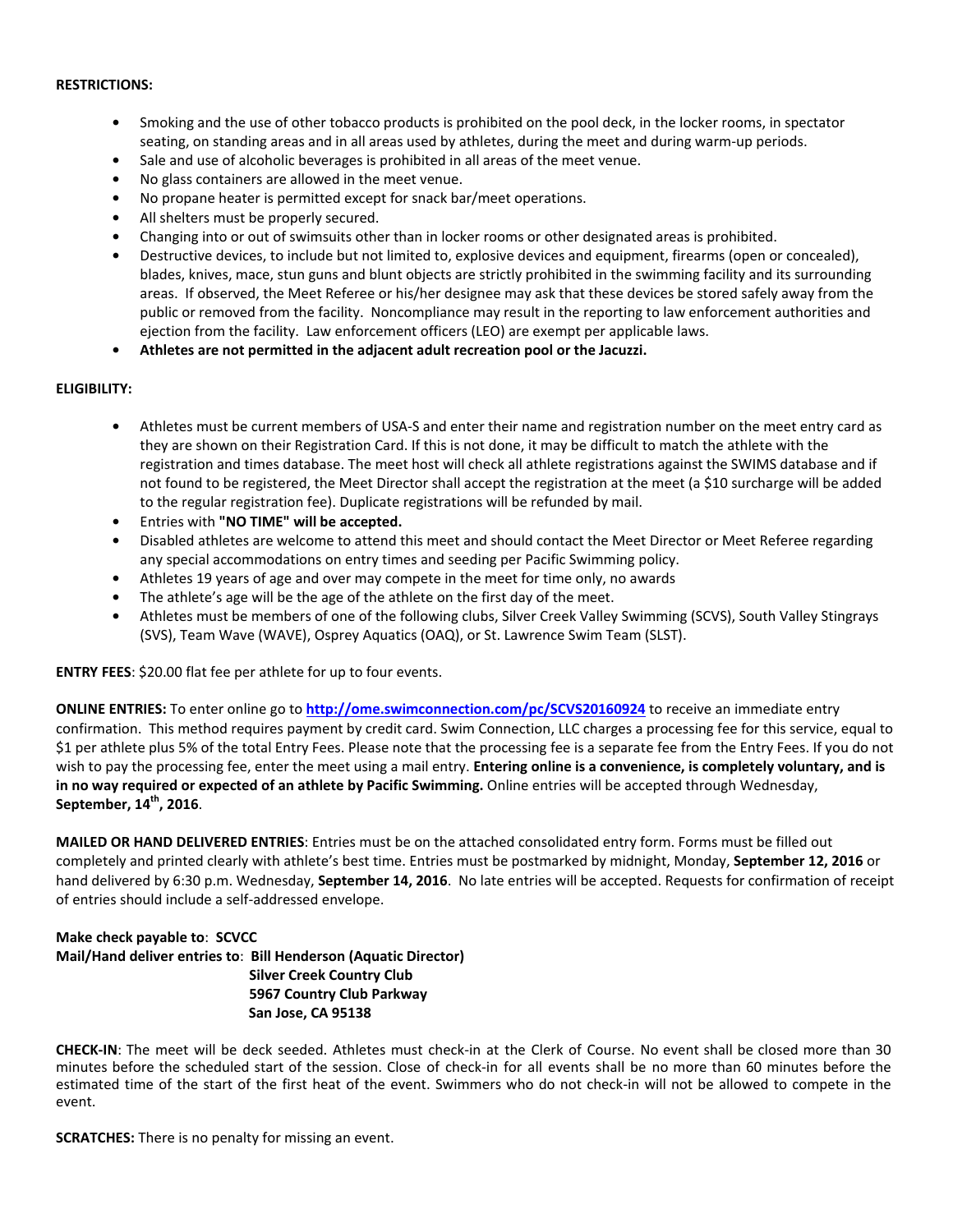**RESTRICTIONS:**

- Smoking and the use of other tobacco products is prohibited on the pool deck, in the locker rooms, in spectator seating, on standing areas and in all areas used by athletes, during the meet and during warm-up periods.
- Sale and use of alcoholic beverages is prohibited in all areas of the meet venue.
- No glass containers are allowed in the meet venue.
- No propane heater is permitted except for snack bar/meet operations.
- All shelters must be properly secured.
- Changing into or out of swimsuits other than in locker rooms or other designated areas is prohibited.
- Destructive devices, to include but not limited to, explosive devices and equipment, firearms (open or concealed), blades, knives, mace, stun guns and blunt objects are strictly prohibited in the swimming facility and its surrounding areas. If observed, the Meet Referee or his/her designee may ask that these devices be stored safely away from the public or removed from the facility. Noncompliance may result in the reporting to law enforcement authorities and ejection from the facility. Law enforcement officers (LEO) are exempt per applicable laws.
- **Athletes are not permitted in the adjacent adult recreation pool or the Jacuzzi.**

**ELIGIBILITY:**

- Athletes must be current members of USA-S and enter their name and registration number on the meet entry card as they are shown on their Registration Card. If this is not done, it may be difficult to match the athlete with the registration and times database. The meet host will check all athlete registrations against the SWIMS database and if not found to be registered, the Meet Director shall accept the registration at the meet (a $10 surcharge will be added to the regular registration fee). Duplicate registrations will be refunded by mail.
- Entries with **"NO TIME" will be accepted.**
- Disabled athletes are welcome to attend this meet and should contact the Meet Director or Meet Referee regarding any special accommodations on entry times and seeding per Pacific Swimming policy.
- Athletes 19 years of age and over may compete in the meet for time only, no awards
- The athlete's age will be the age of the athlete on the first day of the meet.
- Athletes must be members of one of the following clubs, Silver Creek Valley Swimming (SCVS), South Valley Stingrays (SVS), Team Wave (WAVE), Osprey Aquatics (OAQ), or St. Lawrence Swim Team (SLST).

**ENTRY FEES**: $20.00 flat fee per athlete for up to four events.

**ONLINE ENTRIES:** To enter online go to **http://ome.swimconnection.com/pc/SCVS20160924** to receive an immediate entry confirmation. This method requires payment by credit card. Swim Connection, LLC charges a processing fee for this service, equal to $1 per athlete plus 5% of the total Entry Fees. Please note that the processing fee is a separate fee from the Entry Fees. If you do not wish to pay the processing fee, enter the meet using a mail entry. **Entering online is a convenience, is completely voluntary, and is in no way required or expected of an athlete by Pacific Swimming.** Online entries will be accepted through Wednesday, **September, 14th, 2016**.

**MAILED OR HAND DELIVERED ENTRIES**: Entries must be on the attached consolidated entry form. Forms must be filled out completely and printed clearly with athlete's best time. Entries must be postmarked by midnight, Monday, **September 12, 2016** or hand delivered by 6:30 p.m. Wednesday, **September 14, 2016**. No late entries will be accepted. Requests for confirmation of receipt of entries should include a self-addressed envelope.

**Make check payable to**: **SCVCC**
**Mail/Hand deliver entries to**: **Bill Henderson (Aquatic Director)**
**Silver Creek Country Club**
**5967 Country Club Parkway**
**San Jose, CA 95138**

**CHECK-IN**: The meet will be deck seeded. Athletes must check-in at the Clerk of Course. No event shall be closed more than 30 minutes before the scheduled start of the session. Close of check-in for all events shall be no more than 60 minutes before the estimated time of the start of the first heat of the event. Swimmers who do not check-in will not be allowed to compete in the event.

**SCRATCHES:** There is no penalty for missing an event.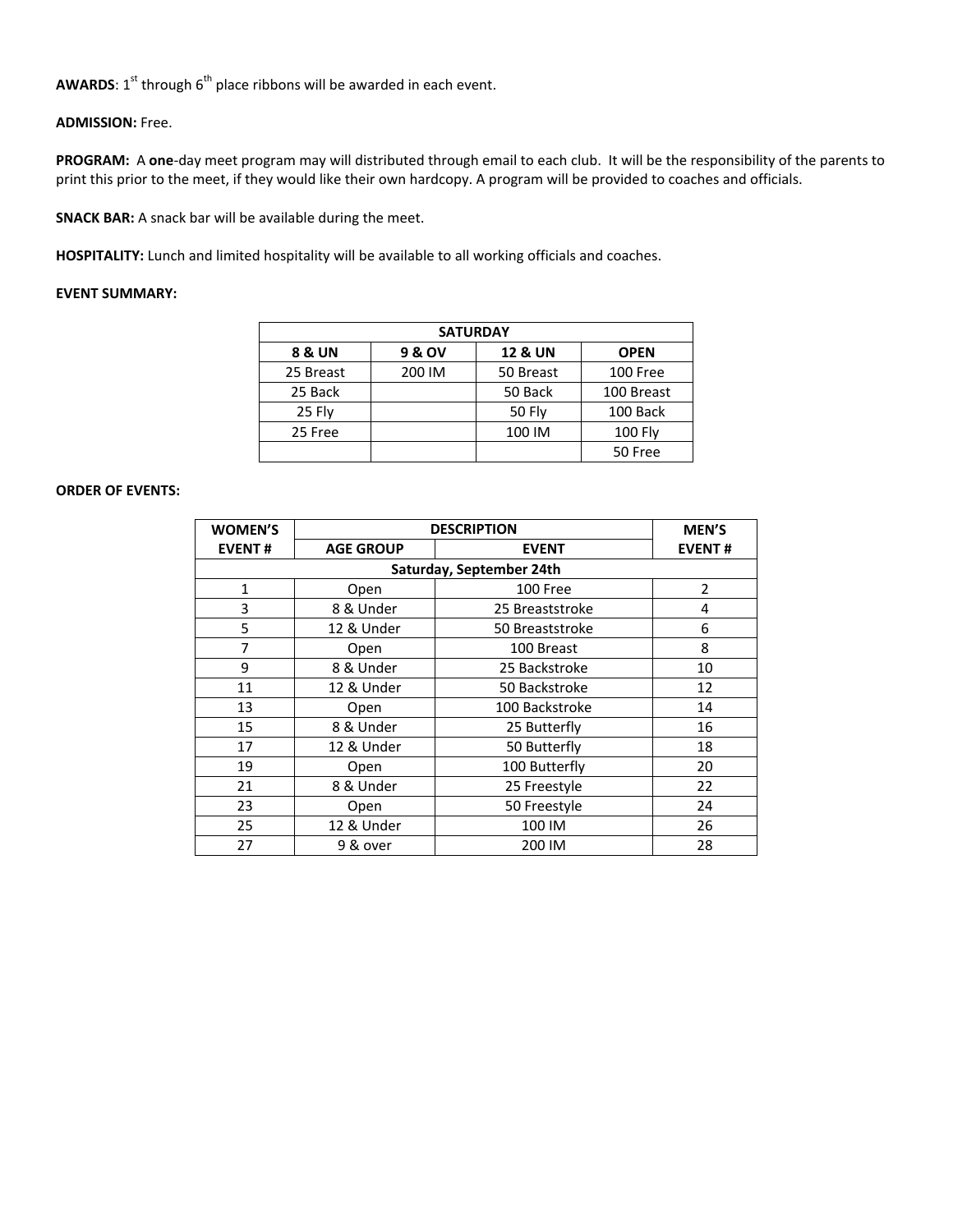**AWARDS**: 1st through 6th place ribbons will be awarded in each event.

**ADMISSION:** Free.

**PROGRAM:** A **one**-day meet program may will distributed through email to each club. It will be the responsibility of the parents to print this prior to the meet, if they would like their own hardcopy. A program will be provided to coaches and officials.

**SNACK BAR:** A snack bar will be available during the meet.

**HOSPITALITY:** Lunch and limited hospitality will be available to all working officials and coaches.

**EVENT SUMMARY:**

| SATURDAY | | | |
|---|---|---|---|
| **8 & UN** | **9 & OV** | **12 & UN** | **OPEN** |
| 25 Breast | 200 IM | 50 Breast | 100 Free |
| 25 Back | | 50 Back | 100 Breast |
| 25 Fly | | 50 Fly | 100 Back |
| 25 Free | | 100 IM | 100 Fly |
| | | | 50 Free |

**ORDER OF EVENTS:**

| WOMEN'S EVENT # | DESCRIPTION | | MEN'S EVENT # |
|---|---|---|---|
| | AGE GROUP | EVENT | |
| **Saturday, September 24th** | | | |
| 1 | Open | 100 Free | 2 |
| 3 | 8 & Under | 25 Breaststroke | 4 |
| 5 | 12 & Under | 50 Breaststroke | 6 |
| 7 | Open | 100 Breast | 8 |
| 9 | 8 & Under | 25 Backstroke | 10 |
| 11 | 12 & Under | 50 Backstroke | 12 |
| 13 | Open | 100 Backstroke | 14 |
| 15 | 8 & Under | 25 Butterfly | 16 |
| 17 | 12 & Under | 50 Butterfly | 18 |
| 19 | Open | 100 Butterfly | 20 |
| 21 | 8 & Under | 25 Freestyle | 22 |
| 23 | Open | 50 Freestyle | 24 |
| 25 | 12 & Under | 100 IM | 26 |
| 27 | 9 & over | 200 IM | 28 |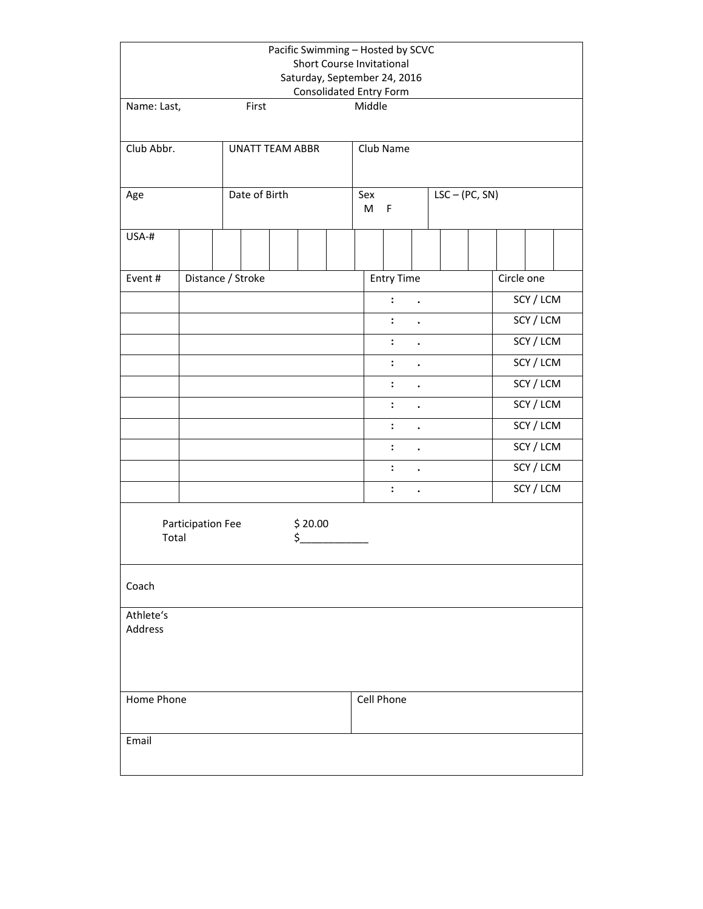Pacific Swimming – Hosted by SCVC
Short Course Invitational
Saturday, September 24, 2016
Consolidated Entry Form

| Name: Last, | First | Middle |
|---|---|---|

| Club Abbr. | UNATT TEAM ABBR | Club Name |
|---|---|---|

| Age | Date of Birth | Sex M F | LSC – (PC, SN) |
|---|---|---|---|

| USA-# | | | | | | | | | | | | | |
|---|---|---|---|---|---|---|---|---|---|---|---|---|---|

| Event # | Distance / Stroke | Entry Time | Circle one |
|---|---|---|---|
| | | : . | SCY / LCM |
| | | : . | SCY / LCM |
| | | : . | SCY / LCM |
| | | : . | SCY / LCM |
| | | : . | SCY / LCM |
| | | : . | SCY / LCM |
| | | : . | SCY / LCM |
| | | : . | SCY / LCM |
| | | : . | SCY / LCM |
| | | : . | SCY / LCM |

Participation Fee $ 20.00
Total $____________

Coach

Athlete's Address

| Home Phone | Cell Phone |
|---|---|

Email